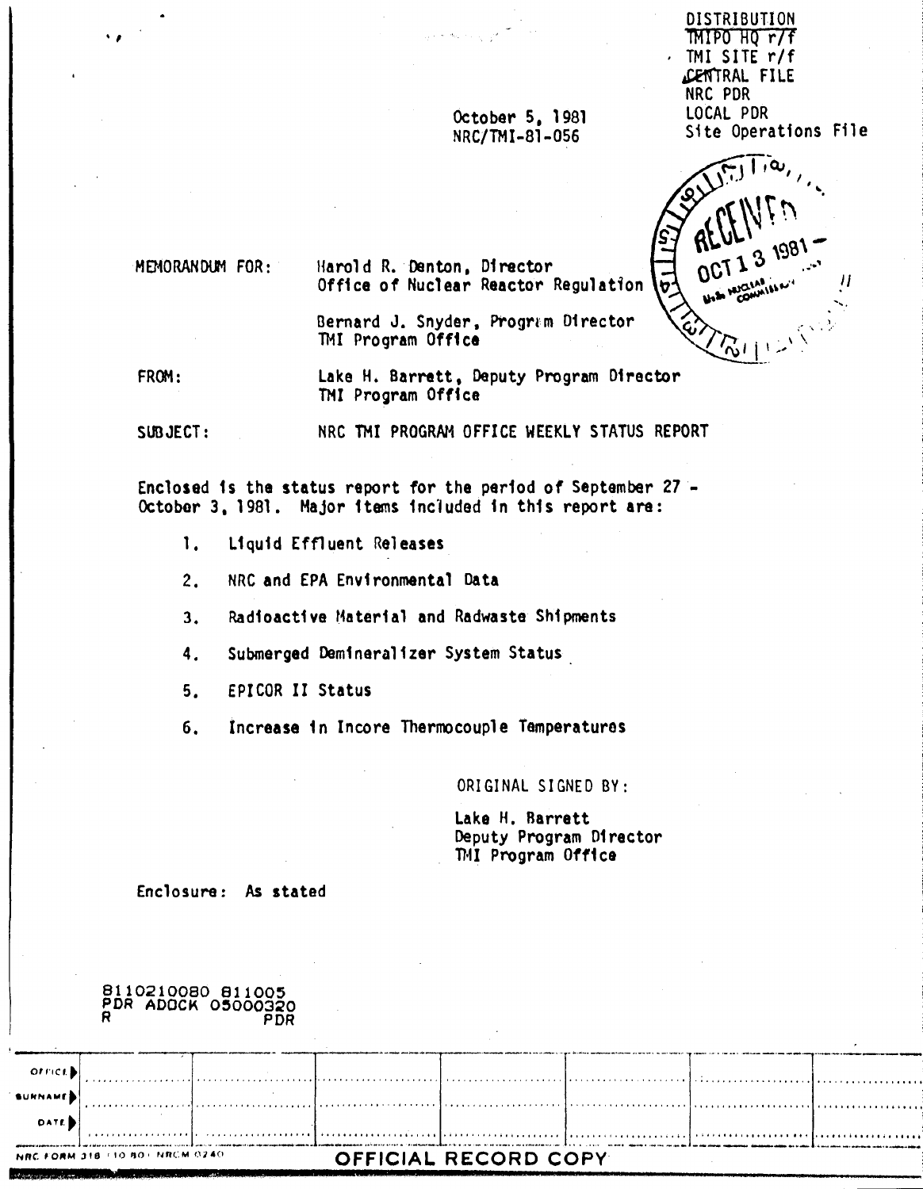DISTRIBUTION
TMIPO HQ r/f
TMI SITE r/f
CENTRAL FILE
NRC PDR
LOCAL PDR
Site Operations File

October 5, 1981
NRC/TMI-81-056

RECEIVED
OCT 13 1981
U.S. NUCLEAR COMMISSION

MEMORANDUM FOR: Harold R. Denton, Director
Office of Nuclear Reactor Regulation

Bernard J. Snyder, Program Director
TMI Program Office

FROM: Lake H. Barrett, Deputy Program Director
TMI Program Office

SUBJECT: NRC TMI PROGRAM OFFICE WEEKLY STATUS REPORT

Enclosed is the status report for the period of September 27 - October 3, 1981. Major items included in this report are:

1. Liquid Effluent Releases
2. NRC and EPA Environmental Data
3. Radioactive Material and Radwaste Shipments
4. Submerged Demineralizer System Status
5. EPICOR II Status
6. Increase in Incore Thermocouple Temperatures

ORIGINAL SIGNED BY:

Lake H. Barrett
Deputy Program Director
TMI Program Office

Enclosure: As stated

8110210080 811005
PDR ADOCK 05000320
R PDR

| OFFICE ▶ | | | | | | | |
|---|---|---|---|---|---|---|---|
| SURNAME ▶ | | | | | | | |
| DATE ▶ | | | | | | | |

NRC FORM 318 (10 80) NRCM 0240

OFFICIAL RECORD COPY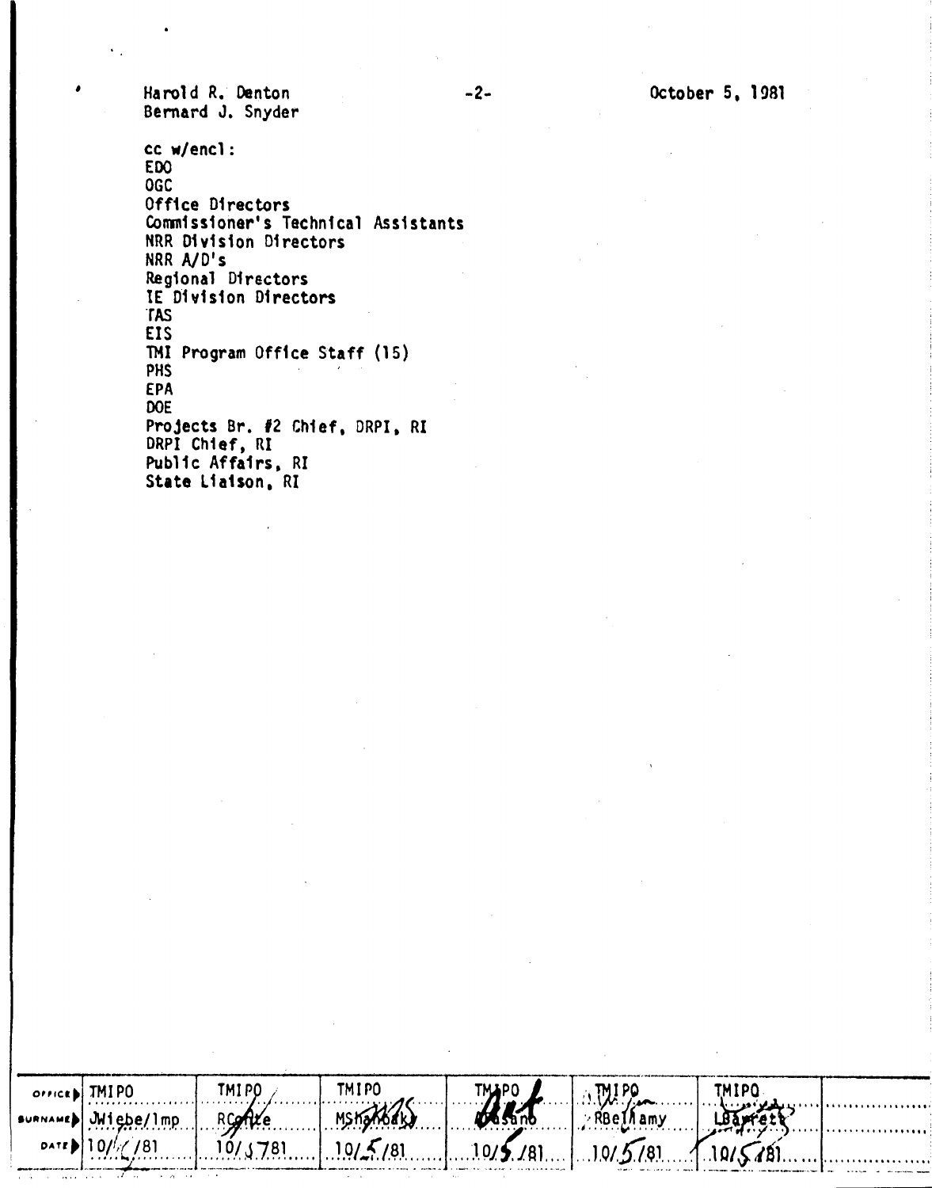Harold R. Denton
Bernard J. Snyder

October 5, 1981

cc w/encl:
EDO
OGC
Office Directors
Commissioner's Technical Assistants
NRR Division Directors
NRR A/D's
Regional Directors
IE Division Directors
TAS
EIS
TMI Program Office Staff (15)
PHS
EPA
DOE
Projects Br. #2 Chief, DRPI, RI
DRPI Chief, RI
Public Affairs, RI
State Liaison, RI

| OFFICE | TMIPO | TMIPO | TMIPO | TMIPO | TMIPO | TMIPO | |
|---|---|---|---|---|---|---|---|
| SURNAME | JWiebe/lmp | RConte | MShanbaky | Casano | RBellamy | LBarrett | |
| DATE | 10/ /81 | 10/5/81 | 10/5/81 | 10/5/81 | 10/5/81 | 10/5/81 | |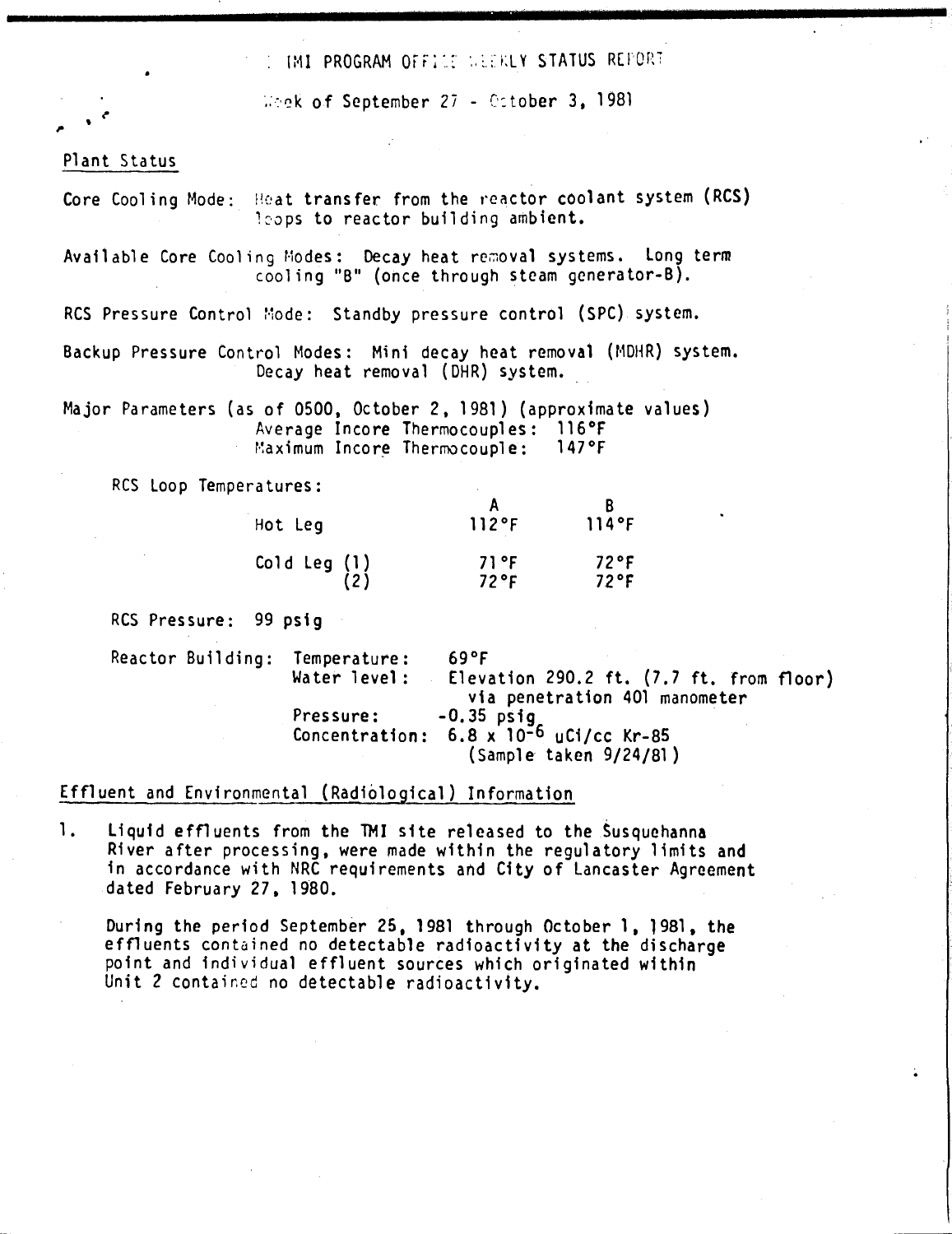TMI PROGRAM OFFICE WEEKLY STATUS REPORT

Week of September 27 - October 3, 1981

## Plant Status

Core Cooling Mode: Heat transfer from the reactor coolant system (RCS) loops to reactor building ambient.

Available Core Cooling Modes: Decay heat removal systems. Long term cooling "B" (once through steam generator-B).

RCS Pressure Control Mode: Standby pressure control (SPC) system.

Backup Pressure Control Modes: Mini decay heat removal (MDHR) system. Decay heat removal (DHR) system.

Major Parameters (as of 0500, October 2, 1981) (approximate values)

Average Incore Thermocouples: 116°F

Maximum Incore Thermocouple: 147°F

RCS Loop Temperatures:

| | A | B |
|---|---|---|
| Hot Leg | 112°F | 114°F |
| Cold Leg (1) | 71°F | 72°F |
| (2) | 72°F | 72°F |

RCS Pressure: 99 psig

Reactor Building:

- Temperature: 69°F
- Water level: Elevation 290.2 ft. (7.7 ft. from floor) via penetration 401 manometer
- Pressure: -0.35 psig
- Concentration: $6.8 \times 10^{-6}$ uCi/cc Kr-85 (Sample taken 9/24/81)

## Effluent and Environmental (Radiological) Information

1. Liquid effluents from the TMI site released to the Susquehanna River after processing, were made within the regulatory limits and in accordance with NRC requirements and City of Lancaster Agreement dated February 27, 1980.

   During the period September 25, 1981 through October 1, 1981, the effluents contained no detectable radioactivity at the discharge point and individual effluent sources which originated within Unit 2 contained no detectable radioactivity.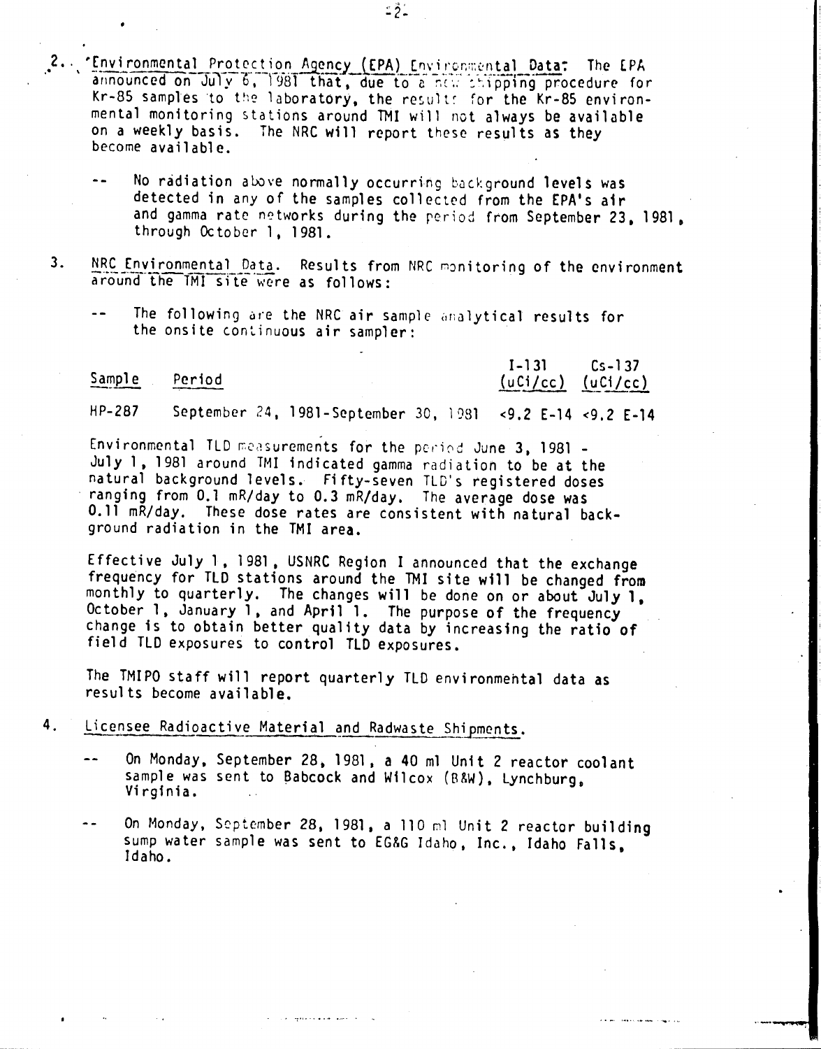2\. Environmental Protection Agency (EPA) Environmental Data: The EPA announced on July 6, 1981 that, due to a new shipping procedure for Kr-85 samples to the laboratory, the results for the Kr-85 environmental monitoring stations around TMI will not always be available on a weekly basis. The NRC will report these results as they become available.

-- No radiation above normally occurring background levels was detected in any of the samples collected from the EPA's air and gamma rate networks during the period from September 23, 1981, through October 1, 1981.

3\. NRC Environmental Data. Results from NRC monitoring of the environment around the TMI site were as follows:

-- The following are the NRC air sample analytical results for the onsite continuous air sampler:

| Sample | Period | I-131 (uCi/cc) | Cs-137 (uCi/cc) |
|---|---|---|---|
| HP-287 | September 24, 1981-September 30, 1981 | <9.2 E-14 | <9.2 E-14 |

Environmental TLD measurements for the period June 3, 1981 - July 1, 1981 around TMI indicated gamma radiation to be at the natural background levels. Fifty-seven TLD's registered doses ranging from 0.1 mR/day to 0.3 mR/day. The average dose was 0.11 mR/day. These dose rates are consistent with natural background radiation in the TMI area.

Effective July 1, 1981, USNRC Region I announced that the exchange frequency for TLD stations around the TMI site will be changed from monthly to quarterly. The changes will be done on or about July 1, October 1, January 1, and April 1. The purpose of the frequency change is to obtain better quality data by increasing the ratio of field TLD exposures to control TLD exposures.

The TMIPO staff will report quarterly TLD environmental data as results become available.

4\. Licensee Radioactive Material and Radwaste Shipments.

-- On Monday, September 28, 1981, a 40 ml Unit 2 reactor coolant sample was sent to Babcock and Wilcox (B&W), Lynchburg, Virginia.

-- On Monday, September 28, 1981, a 110 ml Unit 2 reactor building sump water sample was sent to EG&G Idaho, Inc., Idaho Falls, Idaho.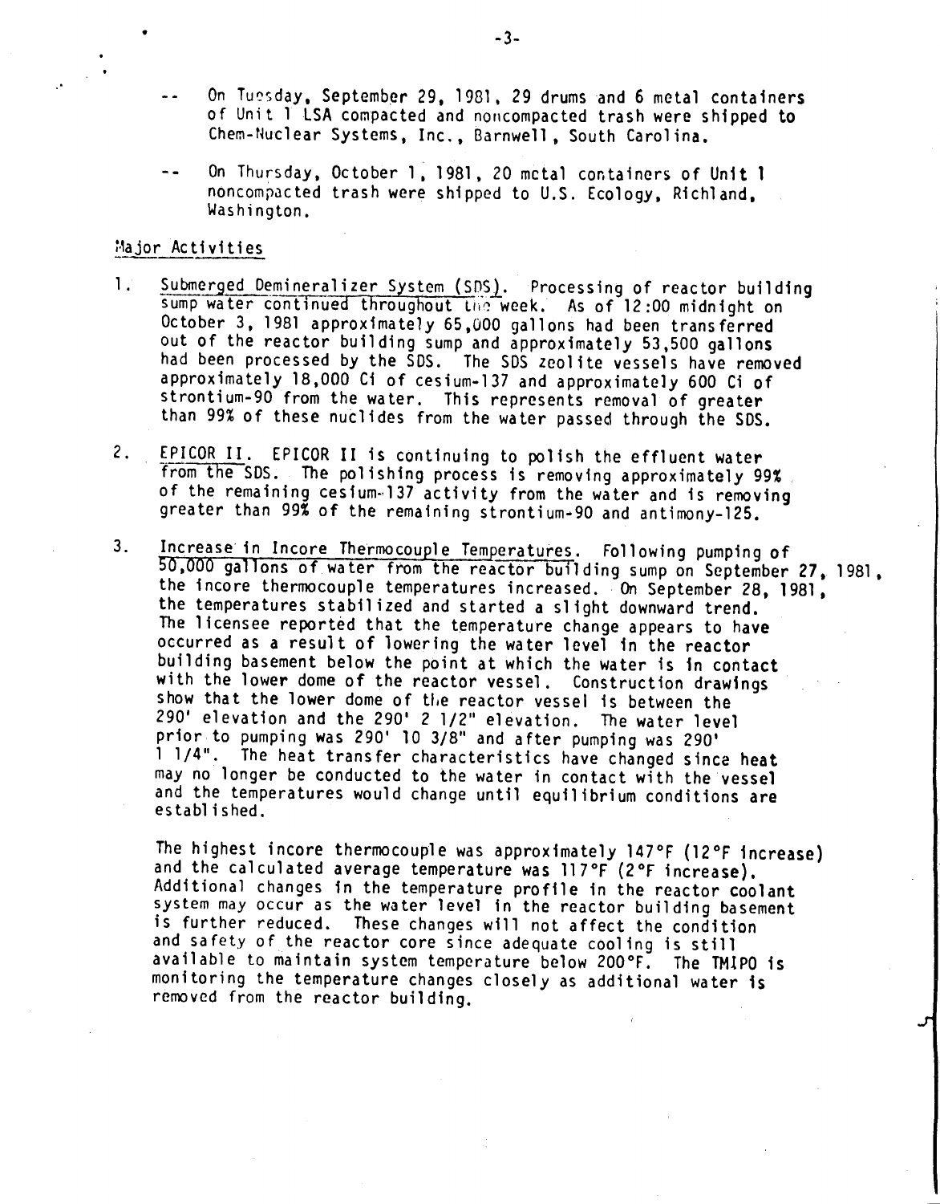-- On Tuesday, September 29, 1981, 29 drums and 6 metal containers of Unit 1 LSA compacted and noncompacted trash were shipped to Chem-Nuclear Systems, Inc., Barnwell, South Carolina.

-- On Thursday, October 1, 1981, 20 metal containers of Unit 1 noncompacted trash were shipped to U.S. Ecology, Richland, Washington.

## Major Activities

1. Submerged Demineralizer System (SDS). Processing of reactor building sump water continued throughout the week. As of 12:00 midnight on October 3, 1981 approximately 65,000 gallons had been transferred out of the reactor building sump and approximately 53,500 gallons had been processed by the SDS. The SDS zeolite vessels have removed approximately 18,000 Ci of cesium-137 and approximately 600 Ci of strontium-90 from the water. This represents removal of greater than 99% of these nuclides from the water passed through the SDS.

2. EPICOR II. EPICOR II is continuing to polish the effluent water from the SDS. The polishing process is removing approximately 99% of the remaining cesium-137 activity from the water and is removing greater than 99% of the remaining strontium-90 and antimony-125.

3. Increase in Incore Thermocouple Temperatures. Following pumping of 50,000 gallons of water from the reactor building sump on September 27, 1981, the incore thermocouple temperatures increased. On September 28, 1981, the temperatures stabilized and started a slight downward trend. The licensee reported that the temperature change appears to have occurred as a result of lowering the water level in the reactor building basement below the point at which the water is in contact with the lower dome of the reactor vessel. Construction drawings show that the lower dome of the reactor vessel is between the 290' elevation and the 290' 2 1/2" elevation. The water level prior to pumping was 290' 10 3/8" and after pumping was 290' 1 1/4". The heat transfer characteristics have changed since heat may no longer be conducted to the water in contact with the vessel and the temperatures would change until equilibrium conditions are established.

   The highest incore thermocouple was approximately 147°F (12°F increase) and the calculated average temperature was 117°F (2°F increase). Additional changes in the temperature profile in the reactor coolant system may occur as the water level in the reactor building basement is further reduced. These changes will not affect the condition and safety of the reactor core since adequate cooling is still available to maintain system temperature below 200°F. The TMIPO is monitoring the temperature changes closely as additional water is removed from the reactor building.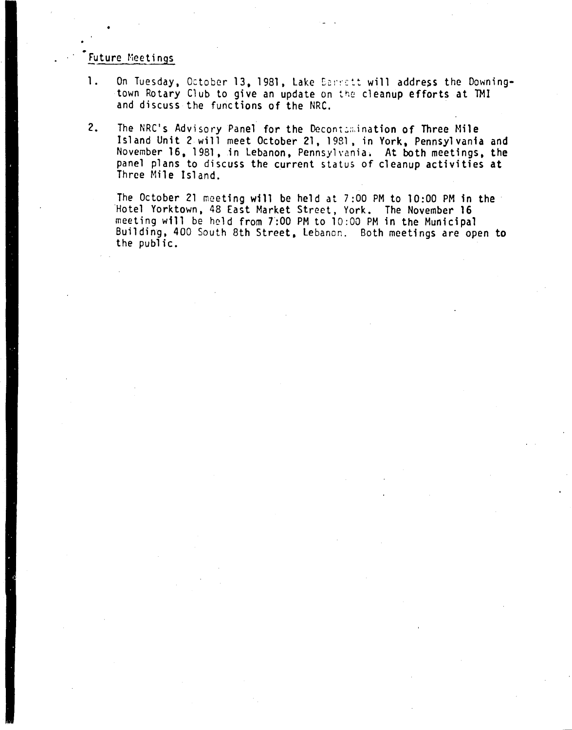Future Meetings

1. On Tuesday, October 13, 1981, Lake Barrett will address the Downingtown Rotary Club to give an update on the cleanup efforts at TMI and discuss the functions of the NRC.

2. The NRC's Advisory Panel for the Decontamination of Three Mile Island Unit 2 will meet October 21, 1981, in York, Pennsylvania and November 16, 1981, in Lebanon, Pennsylvania. At both meetings, the panel plans to discuss the current status of cleanup activities at Three Mile Island.

   The October 21 meeting will be held at 7:00 PM to 10:00 PM in the Hotel Yorktown, 48 East Market Street, York. The November 16 meeting will be held from 7:00 PM to 10:00 PM in the Municipal Building, 400 South 8th Street, Lebanon. Both meetings are open to the public.